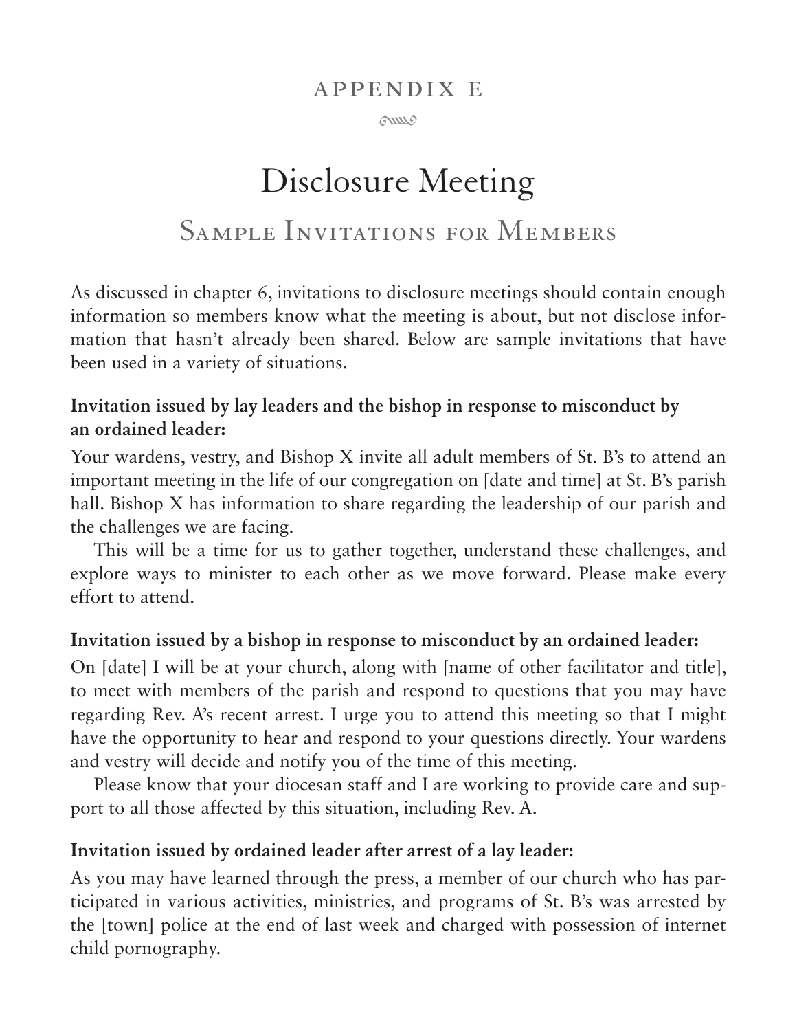APPENDIX E

# Disclosure Meeting

## Sample Invitations for Members

As discussed in chapter 6, invitations to disclosure meetings should contain enough information so members know what the meeting is about, but not disclose information that hasn't already been shared. Below are sample invitations that have been used in a variety of situations.

**Invitation issued by lay leaders and the bishop in response to misconduct by an ordained leader:**

Your wardens, vestry, and Bishop X invite all adult members of St. B's to attend an important meeting in the life of our congregation on [date and time] at St. B's parish hall. Bishop X has information to share regarding the leadership of our parish and the challenges we are facing.

This will be a time for us to gather together, understand these challenges, and explore ways to minister to each other as we move forward. Please make every effort to attend.

**Invitation issued by a bishop in response to misconduct by an ordained leader:**

On [date] I will be at your church, along with [name of other facilitator and title], to meet with members of the parish and respond to questions that you may have regarding Rev. A's recent arrest. I urge you to attend this meeting so that I might have the opportunity to hear and respond to your questions directly. Your wardens and vestry will decide and notify you of the time of this meeting.

Please know that your diocesan staff and I are working to provide care and support to all those affected by this situation, including Rev. A.

**Invitation issued by ordained leader after arrest of a lay leader:**

As you may have learned through the press, a member of our church who has participated in various activities, ministries, and programs of St. B's was arrested by the [town] police at the end of last week and charged with possession of internet child pornography.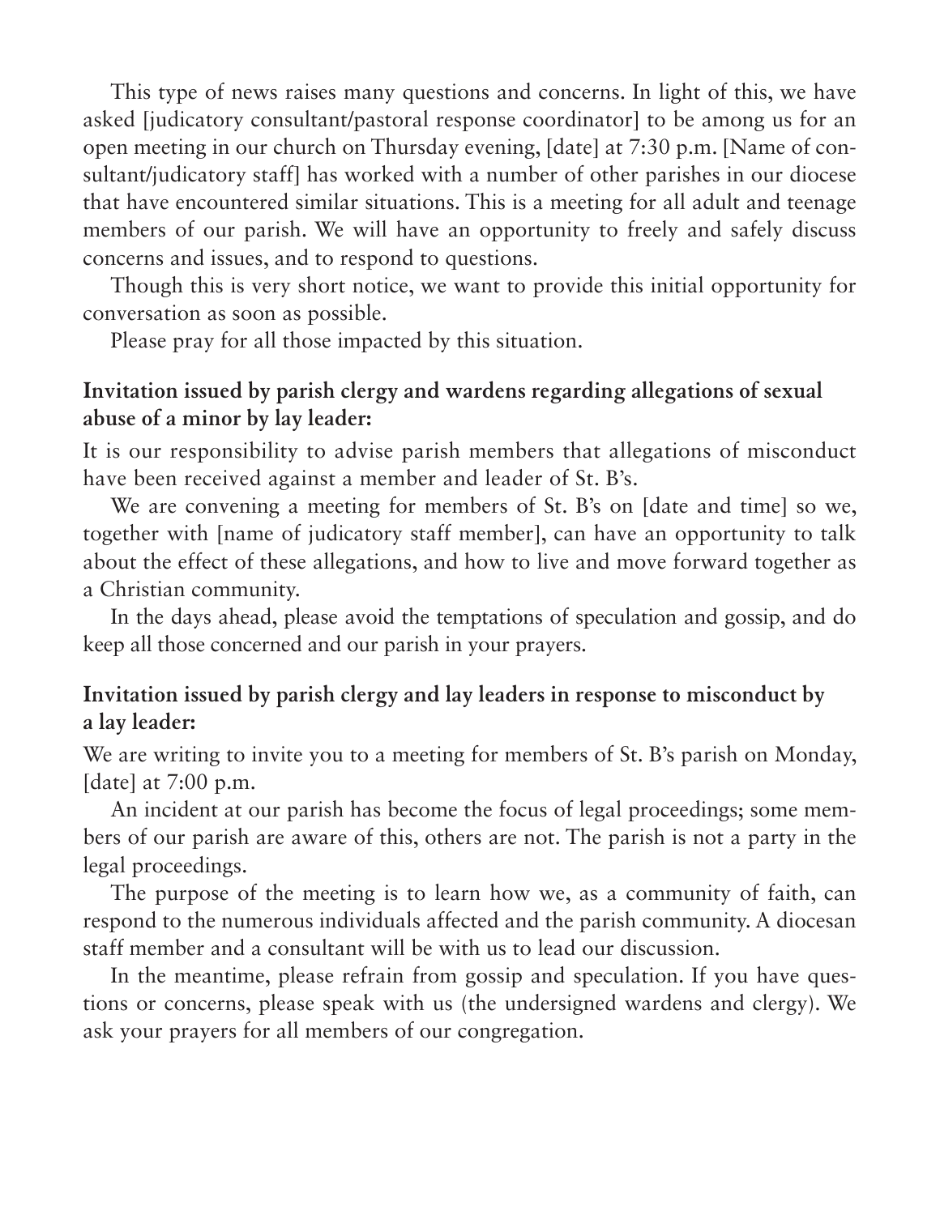This type of news raises many questions and concerns. In light of this, we have asked [judicatory consultant/pastoral response coordinator] to be among us for an open meeting in our church on Thursday evening, [date] at 7:30 p.m. [Name of consultant/judicatory staff] has worked with a number of other parishes in our diocese that have encountered similar situations. This is a meeting for all adult and teenage members of our parish. We will have an opportunity to freely and safely discuss concerns and issues, and to respond to questions.

Though this is very short notice, we want to provide this initial opportunity for conversation as soon as possible.

Please pray for all those impacted by this situation.

**Invitation issued by parish clergy and wardens regarding allegations of sexual abuse of a minor by lay leader:**

It is our responsibility to advise parish members that allegations of misconduct have been received against a member and leader of St. B's.

We are convening a meeting for members of St. B's on [date and time] so we, together with [name of judicatory staff member], can have an opportunity to talk about the effect of these allegations, and how to live and move forward together as a Christian community.

In the days ahead, please avoid the temptations of speculation and gossip, and do keep all those concerned and our parish in your prayers.

**Invitation issued by parish clergy and lay leaders in response to misconduct by a lay leader:**

We are writing to invite you to a meeting for members of St. B's parish on Monday, [date] at 7:00 p.m.

An incident at our parish has become the focus of legal proceedings; some members of our parish are aware of this, others are not. The parish is not a party in the legal proceedings.

The purpose of the meeting is to learn how we, as a community of faith, can respond to the numerous individuals affected and the parish community. A diocesan staff member and a consultant will be with us to lead our discussion.

In the meantime, please refrain from gossip and speculation. If you have questions or concerns, please speak with us (the undersigned wardens and clergy). We ask your prayers for all members of our congregation.